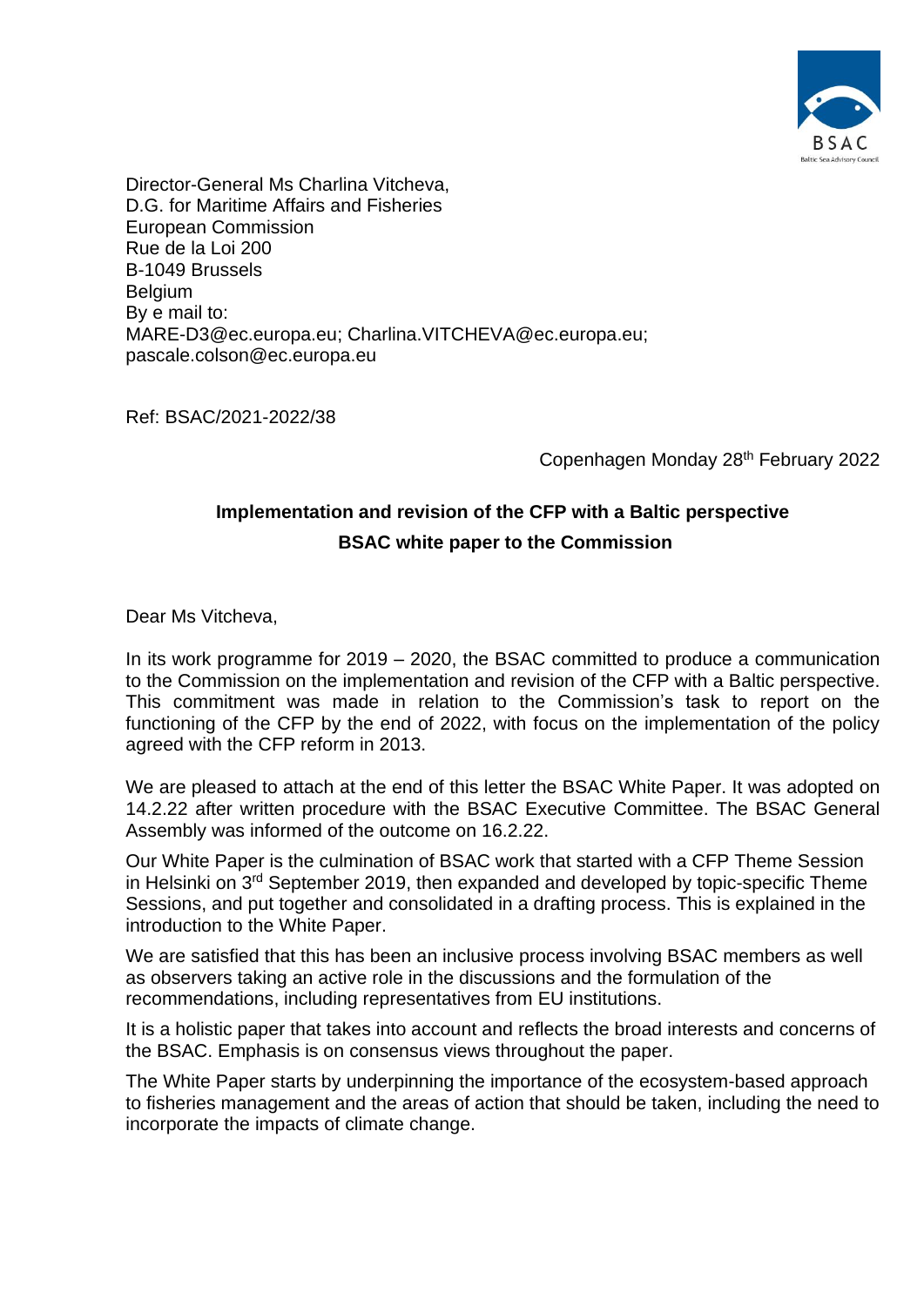Director-General Ms Charlina Vitcheva,
D.G. for Maritime Affairs and Fisheries
European Commission
Rue de la Loi 200
B-1049 Brussels
Belgium
By e mail to:
MARE-D3@ec.europa.eu; Charlina.VITCHEVA@ec.europa.eu;
pascale.colson@ec.europa.eu

Ref: BSAC/2021-2022/38

Copenhagen Monday 28th February 2022

**Implementation and revision of the CFP with a Baltic perspective**

**BSAC white paper to the Commission**

Dear Ms Vitcheva,

In its work programme for 2019 – 2020, the BSAC committed to produce a communication to the Commission on the implementation and revision of the CFP with a Baltic perspective. This commitment was made in relation to the Commission's task to report on the functioning of the CFP by the end of 2022, with focus on the implementation of the policy agreed with the CFP reform in 2013.

We are pleased to attach at the end of this letter the BSAC White Paper. It was adopted on 14.2.22 after written procedure with the BSAC Executive Committee. The BSAC General Assembly was informed of the outcome on 16.2.22.

Our White Paper is the culmination of BSAC work that started with a CFP Theme Session in Helsinki on 3rd September 2019, then expanded and developed by topic-specific Theme Sessions, and put together and consolidated in a drafting process. This is explained in the introduction to the White Paper.

We are satisfied that this has been an inclusive process involving BSAC members as well as observers taking an active role in the discussions and the formulation of the recommendations, including representatives from EU institutions.

It is a holistic paper that takes into account and reflects the broad interests and concerns of the BSAC. Emphasis is on consensus views throughout the paper.

The White Paper starts by underpinning the importance of the ecosystem-based approach to fisheries management and the areas of action that should be taken, including the need to incorporate the impacts of climate change.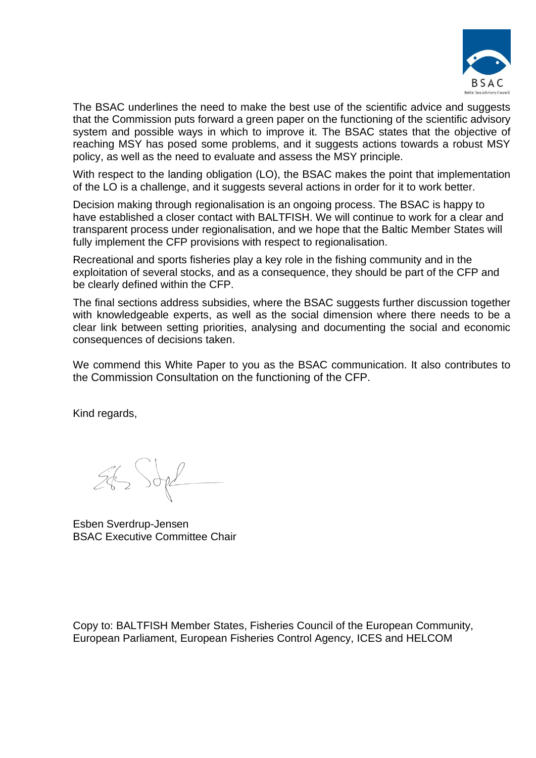The BSAC underlines the need to make the best use of the scientific advice and suggests that the Commission puts forward a green paper on the functioning of the scientific advisory system and possible ways in which to improve it. The BSAC states that the objective of reaching MSY has posed some problems, and it suggests actions towards a robust MSY policy, as well as the need to evaluate and assess the MSY principle.

With respect to the landing obligation (LO), the BSAC makes the point that implementation of the LO is a challenge, and it suggests several actions in order for it to work better.

Decision making through regionalisation is an ongoing process. The BSAC is happy to have established a closer contact with BALTFISH. We will continue to work for a clear and transparent process under regionalisation, and we hope that the Baltic Member States will fully implement the CFP provisions with respect to regionalisation.

Recreational and sports fisheries play a key role in the fishing community and in the exploitation of several stocks, and as a consequence, they should be part of the CFP and be clearly defined within the CFP.

The final sections address subsidies, where the BSAC suggests further discussion together with knowledgeable experts, as well as the social dimension where there needs to be a clear link between setting priorities, analysing and documenting the social and economic consequences of decisions taken.

We commend this White Paper to you as the BSAC communication. It also contributes to the Commission Consultation on the functioning of the CFP.

Kind regards,

Esben Sverdrup-Jensen
BSAC Executive Committee Chair

Copy to: BALTFISH Member States, Fisheries Council of the European Community, European Parliament, European Fisheries Control Agency, ICES and HELCOM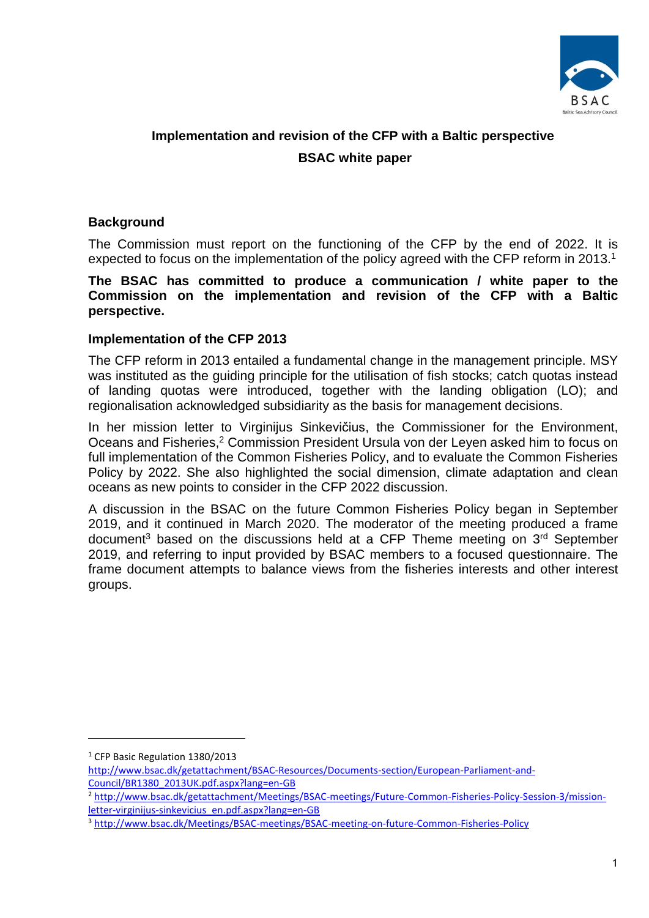## Implementation and revision of the CFP with a Baltic perspective

## BSAC white paper

### Background

The Commission must report on the functioning of the CFP by the end of 2022. It is expected to focus on the implementation of the policy agreed with the CFP reform in 2013.[1]

**The BSAC has committed to produce a communication / white paper to the Commission on the implementation and revision of the CFP with a Baltic perspective.**

### Implementation of the CFP 2013

The CFP reform in 2013 entailed a fundamental change in the management principle. MSY was instituted as the guiding principle for the utilisation of fish stocks; catch quotas instead of landing quotas were introduced, together with the landing obligation (LO); and regionalisation acknowledged subsidiarity as the basis for management decisions.

In her mission letter to Virginijus Sinkevičius, the Commissioner for the Environment, Oceans and Fisheries,[2] Commission President Ursula von der Leyen asked him to focus on full implementation of the Common Fisheries Policy, and to evaluate the Common Fisheries Policy by 2022. She also highlighted the social dimension, climate adaptation and clean oceans as new points to consider in the CFP 2022 discussion.

A discussion in the BSAC on the future Common Fisheries Policy began in September 2019, and it continued in March 2020. The moderator of the meeting produced a frame document[3] based on the discussions held at a CFP Theme meeting on 3rd September 2019, and referring to input provided by BSAC members to a focused questionnaire. The frame document attempts to balance views from the fisheries interests and other interest groups.

---

[1] CFP Basic Regulation 1380/2013 http://www.bsac.dk/getattachment/BSAC-Resources/Documents-section/European-Parliament-and-Council/BR1380_2013UK.pdf.aspx?lang=en-GB

[2] http://www.bsac.dk/getattachment/Meetings/BSAC-meetings/Future-Common-Fisheries-Policy-Session-3/mission-letter-virginijus-sinkevicius_en.pdf.aspx?lang=en-GB

[3] http://www.bsac.dk/Meetings/BSAC-meetings/BSAC-meeting-on-future-Common-Fisheries-Policy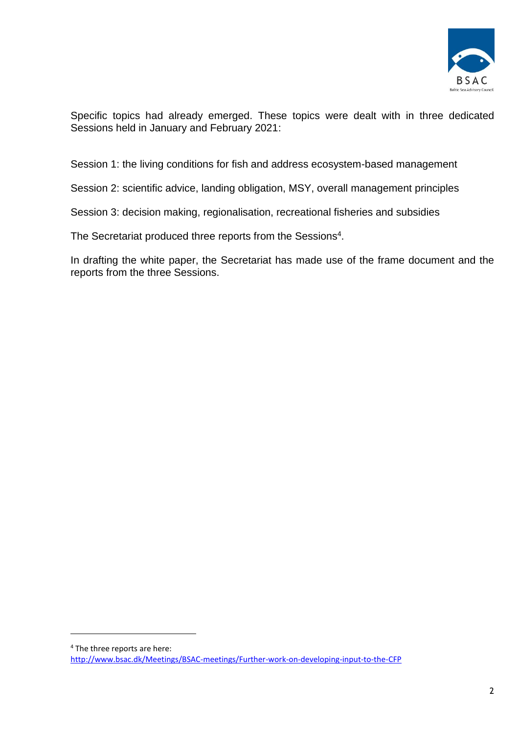Specific topics had already emerged. These topics were dealt with in three dedicated Sessions held in January and February 2021:

Session 1: the living conditions for fish and address ecosystem-based management

Session 2: scientific advice, landing obligation, MSY, overall management principles

Session 3: decision making, regionalisation, recreational fisheries and subsidies

The Secretariat produced three reports from the Sessions[4].

In drafting the white paper, the Secretariat has made use of the frame document and the reports from the three Sessions.

[4] The three reports are here: http://www.bsac.dk/Meetings/BSAC-meetings/Further-work-on-developing-input-to-the-CFP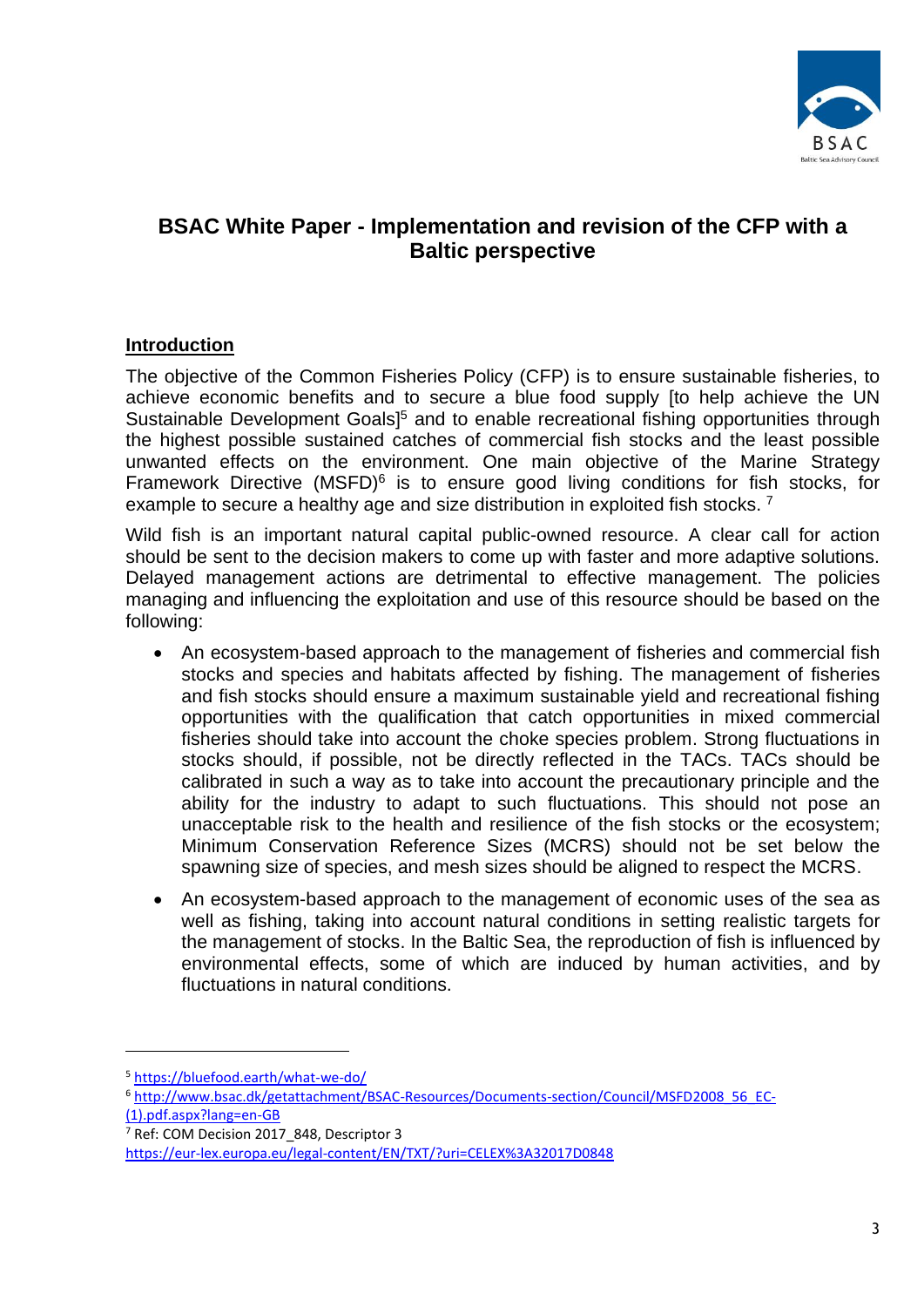# BSAC White Paper - Implementation and revision of the CFP with a Baltic perspective

## Introduction

The objective of the Common Fisheries Policy (CFP) is to ensure sustainable fisheries, to achieve economic benefits and to secure a blue food supply [to help achieve the UN Sustainable Development Goals][5] and to enable recreational fishing opportunities through the highest possible sustained catches of commercial fish stocks and the least possible unwanted effects on the environment. One main objective of the Marine Strategy Framework Directive (MSFD)[6] is to ensure good living conditions for fish stocks, for example to secure a healthy age and size distribution in exploited fish stocks. [7]

Wild fish is an important natural capital public-owned resource. A clear call for action should be sent to the decision makers to come up with faster and more adaptive solutions. Delayed management actions are detrimental to effective management. The policies managing and influencing the exploitation and use of this resource should be based on the following:

- An ecosystem-based approach to the management of fisheries and commercial fish stocks and species and habitats affected by fishing. The management of fisheries and fish stocks should ensure a maximum sustainable yield and recreational fishing opportunities with the qualification that catch opportunities in mixed commercial fisheries should take into account the choke species problem. Strong fluctuations in stocks should, if possible, not be directly reflected in the TACs. TACs should be calibrated in such a way as to take into account the precautionary principle and the ability for the industry to adapt to such fluctuations. This should not pose an unacceptable risk to the health and resilience of the fish stocks or the ecosystem; Minimum Conservation Reference Sizes (MCRS) should not be set below the spawning size of species, and mesh sizes should be aligned to respect the MCRS.
- An ecosystem-based approach to the management of economic uses of the sea as well as fishing, taking into account natural conditions in setting realistic targets for the management of stocks. In the Baltic Sea, the reproduction of fish is influenced by environmental effects, some of which are induced by human activities, and by fluctuations in natural conditions.

---

[5] https://bluefood.earth/what-we-do/

[6] http://www.bsac.dk/getattachment/BSAC-Resources/Documents-section/Council/MSFD2008_56_EC-(1).pdf.aspx?lang=en-GB

[7] Ref: COM Decision 2017_848, Descriptor 3 https://eur-lex.europa.eu/legal-content/EN/TXT/?uri=CELEX%3A32017D0848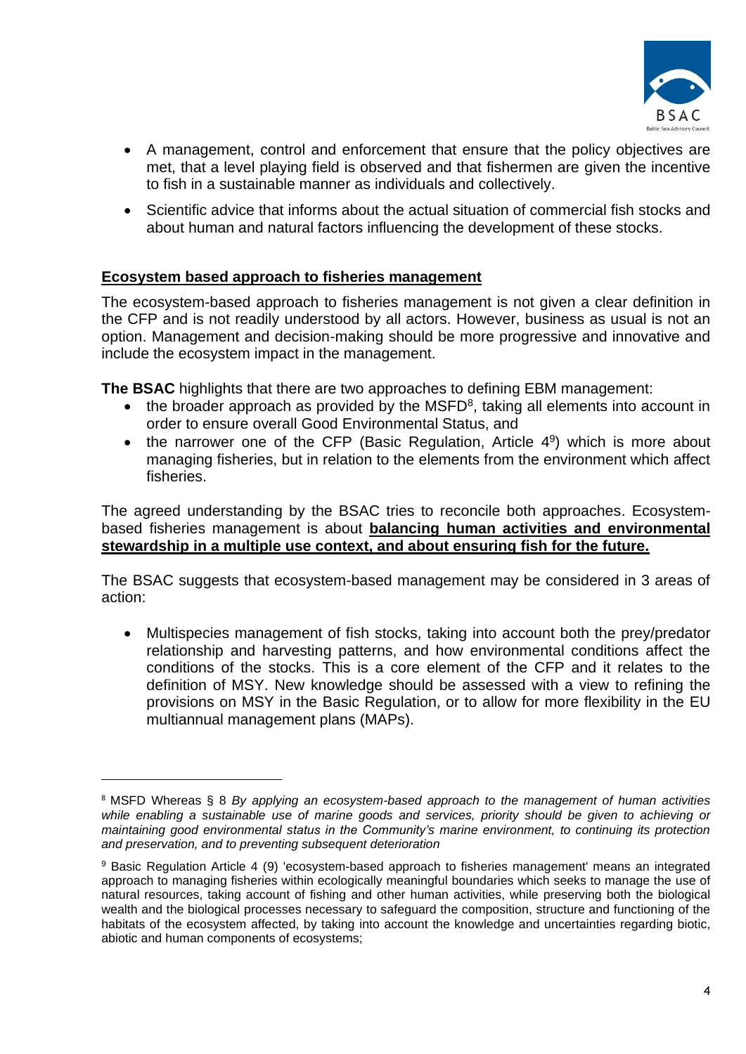- A management, control and enforcement that ensure that the policy objectives are met, that a level playing field is observed and that fishermen are given the incentive to fish in a sustainable manner as individuals and collectively.
- Scientific advice that informs about the actual situation of commercial fish stocks and about human and natural factors influencing the development of these stocks.

## Ecosystem based approach to fisheries management

The ecosystem-based approach to fisheries management is not given a clear definition in the CFP and is not readily understood by all actors. However, business as usual is not an option. Management and decision-making should be more progressive and innovative and include the ecosystem impact in the management.

**The BSAC** highlights that there are two approaches to defining EBM management:

- the broader approach as provided by the MSFD[8], taking all elements into account in order to ensure overall Good Environmental Status, and
- the narrower one of the CFP (Basic Regulation, Article 4[9]) which is more about managing fisheries, but in relation to the elements from the environment which affect fisheries.

The agreed understanding by the BSAC tries to reconcile both approaches. Ecosystem-based fisheries management is about **balancing human activities and environmental stewardship in a multiple use context, and about ensuring fish for the future.**

The BSAC suggests that ecosystem-based management may be considered in 3 areas of action:

- Multispecies management of fish stocks, taking into account both the prey/predator relationship and harvesting patterns, and how environmental conditions affect the conditions of the stocks. This is a core element of the CFP and it relates to the definition of MSY. New knowledge should be assessed with a view to refining the provisions on MSY in the Basic Regulation, or to allow for more flexibility in the EU multiannual management plans (MAPs).

---

[8] MSFD Whereas § 8 *By applying an ecosystem-based approach to the management of human activities while enabling a sustainable use of marine goods and services, priority should be given to achieving or maintaining good environmental status in the Community's marine environment, to continuing its protection and preservation, and to preventing subsequent deterioration*

[9] Basic Regulation Article 4 (9) 'ecosystem-based approach to fisheries management' means an integrated approach to managing fisheries within ecologically meaningful boundaries which seeks to manage the use of natural resources, taking account of fishing and other human activities, while preserving both the biological wealth and the biological processes necessary to safeguard the composition, structure and functioning of the habitats of the ecosystem affected, by taking into account the knowledge and uncertainties regarding biotic, abiotic and human components of ecosystems;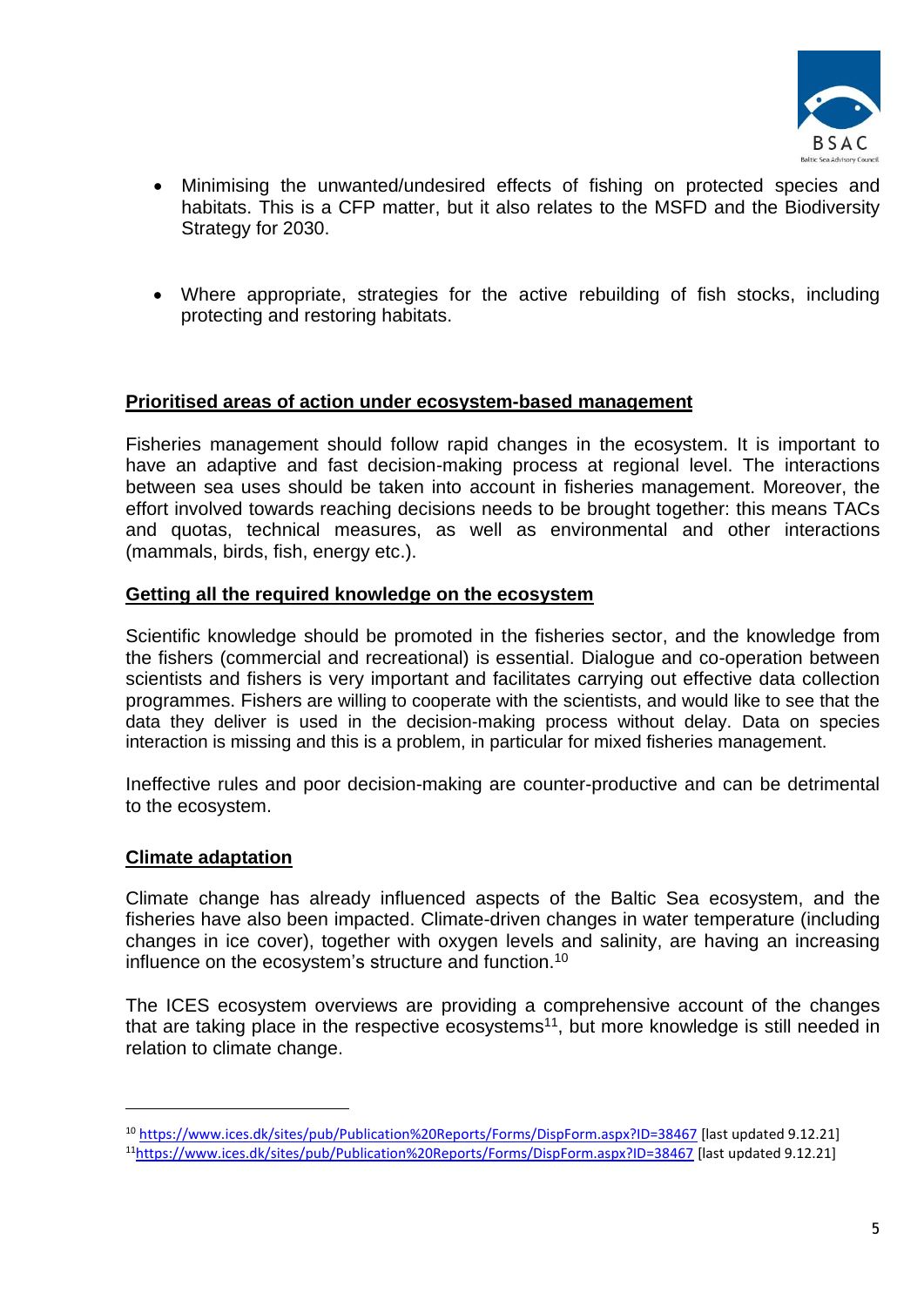- Minimising the unwanted/undesired effects of fishing on protected species and habitats. This is a CFP matter, but it also relates to the MSFD and the Biodiversity Strategy for 2030.

- Where appropriate, strategies for the active rebuilding of fish stocks, including protecting and restoring habitats.

**Prioritised areas of action under ecosystem-based management**

Fisheries management should follow rapid changes in the ecosystem. It is important to have an adaptive and fast decision-making process at regional level. The interactions between sea uses should be taken into account in fisheries management. Moreover, the effort involved towards reaching decisions needs to be brought together: this means TACs and quotas, technical measures, as well as environmental and other interactions (mammals, birds, fish, energy etc.).

**Getting all the required knowledge on the ecosystem**

Scientific knowledge should be promoted in the fisheries sector, and the knowledge from the fishers (commercial and recreational) is essential. Dialogue and co-operation between scientists and fishers is very important and facilitates carrying out effective data collection programmes. Fishers are willing to cooperate with the scientists, and would like to see that the data they deliver is used in the decision-making process without delay. Data on species interaction is missing and this is a problem, in particular for mixed fisheries management.

Ineffective rules and poor decision-making are counter-productive and can be detrimental to the ecosystem.

**Climate adaptation**

Climate change has already influenced aspects of the Baltic Sea ecosystem, and the fisheries have also been impacted. Climate-driven changes in water temperature (including changes in ice cover), together with oxygen levels and salinity, are having an increasing influence on the ecosystem's structure and function.[10]

The ICES ecosystem overviews are providing a comprehensive account of the changes that are taking place in the respective ecosystems[11], but more knowledge is still needed in relation to climate change.

---

[10] https://www.ices.dk/sites/pub/Publication%20Reports/Forms/DispForm.aspx?ID=38467 [last updated 9.12.21]

[11] https://www.ices.dk/sites/pub/Publication%20Reports/Forms/DispForm.aspx?ID=38467 [last updated 9.12.21]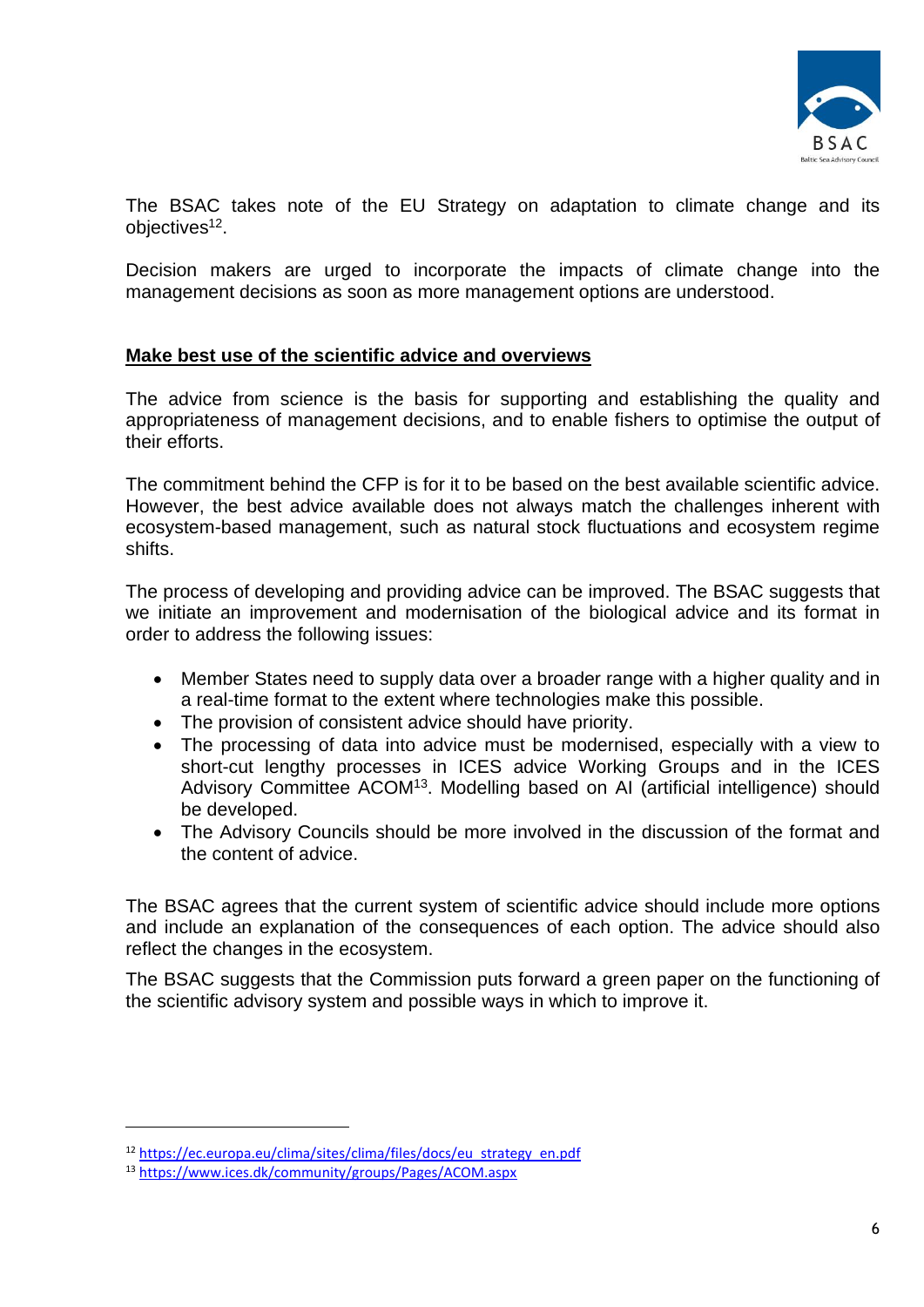The BSAC takes note of the EU Strategy on adaptation to climate change and its objectives[12].

Decision makers are urged to incorporate the impacts of climate change into the management decisions as soon as more management options are understood.

## <u>Make best use of the scientific advice and overviews</u>

The advice from science is the basis for supporting and establishing the quality and appropriateness of management decisions, and to enable fishers to optimise the output of their efforts.

The commitment behind the CFP is for it to be based on the best available scientific advice. However, the best advice available does not always match the challenges inherent with ecosystem-based management, such as natural stock fluctuations and ecosystem regime shifts.

The process of developing and providing advice can be improved. The BSAC suggests that we initiate an improvement and modernisation of the biological advice and its format in order to address the following issues:

- Member States need to supply data over a broader range with a higher quality and in a real-time format to the extent where technologies make this possible.
- The provision of consistent advice should have priority.
- The processing of data into advice must be modernised, especially with a view to short-cut lengthy processes in ICES advice Working Groups and in the ICES Advisory Committee ACOM[13]. Modelling based on AI (artificial intelligence) should be developed.
- The Advisory Councils should be more involved in the discussion of the format and the content of advice.

The BSAC agrees that the current system of scientific advice should include more options and include an explanation of the consequences of each option. The advice should also reflect the changes in the ecosystem.

The BSAC suggests that the Commission puts forward a green paper on the functioning of the scientific advisory system and possible ways in which to improve it.

---

[12] https://ec.europa.eu/clima/sites/clima/files/docs/eu_strategy_en.pdf

[13] https://www.ices.dk/community/groups/Pages/ACOM.aspx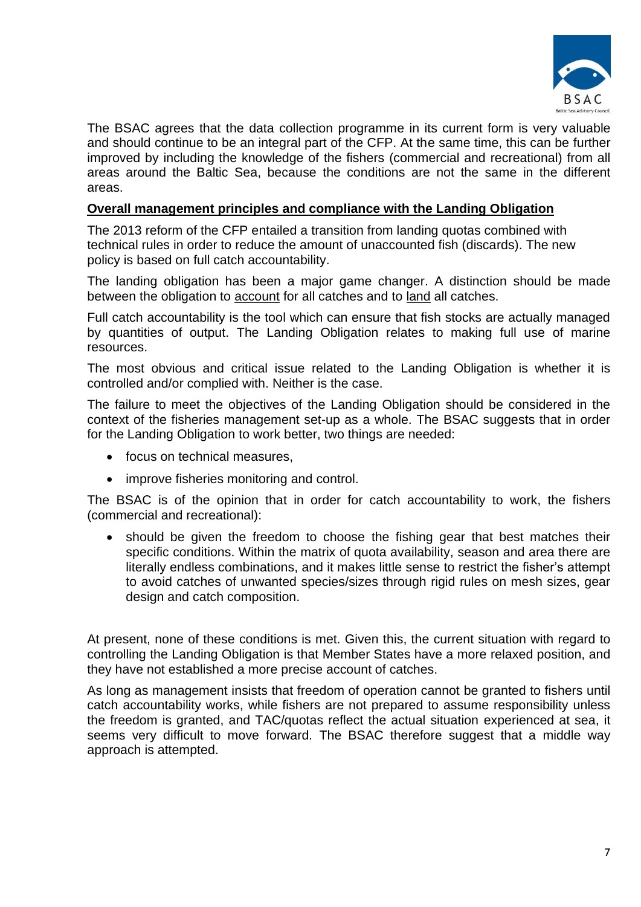The BSAC agrees that the data collection programme in its current form is very valuable and should continue to be an integral part of the CFP. At the same time, this can be further improved by including the knowledge of the fishers (commercial and recreational) from all areas around the Baltic Sea, because the conditions are not the same in the different areas.

**Overall management principles and compliance with the Landing Obligation**

The 2013 reform of the CFP entailed a transition from landing quotas combined with technical rules in order to reduce the amount of unaccounted fish (discards). The new policy is based on full catch accountability.

The landing obligation has been a major game changer. A distinction should be made between the obligation to account for all catches and to land all catches.

Full catch accountability is the tool which can ensure that fish stocks are actually managed by quantities of output. The Landing Obligation relates to making full use of marine resources.

The most obvious and critical issue related to the Landing Obligation is whether it is controlled and/or complied with. Neither is the case.

The failure to meet the objectives of the Landing Obligation should be considered in the context of the fisheries management set-up as a whole. The BSAC suggests that in order for the Landing Obligation to work better, two things are needed:

- focus on technical measures,
- improve fisheries monitoring and control.

The BSAC is of the opinion that in order for catch accountability to work, the fishers (commercial and recreational):

- should be given the freedom to choose the fishing gear that best matches their specific conditions. Within the matrix of quota availability, season and area there are literally endless combinations, and it makes little sense to restrict the fisher's attempt to avoid catches of unwanted species/sizes through rigid rules on mesh sizes, gear design and catch composition.

At present, none of these conditions is met. Given this, the current situation with regard to controlling the Landing Obligation is that Member States have a more relaxed position, and they have not established a more precise account of catches.

As long as management insists that freedom of operation cannot be granted to fishers until catch accountability works, while fishers are not prepared to assume responsibility unless the freedom is granted, and TAC/quotas reflect the actual situation experienced at sea, it seems very difficult to move forward. The BSAC therefore suggest that a middle way approach is attempted.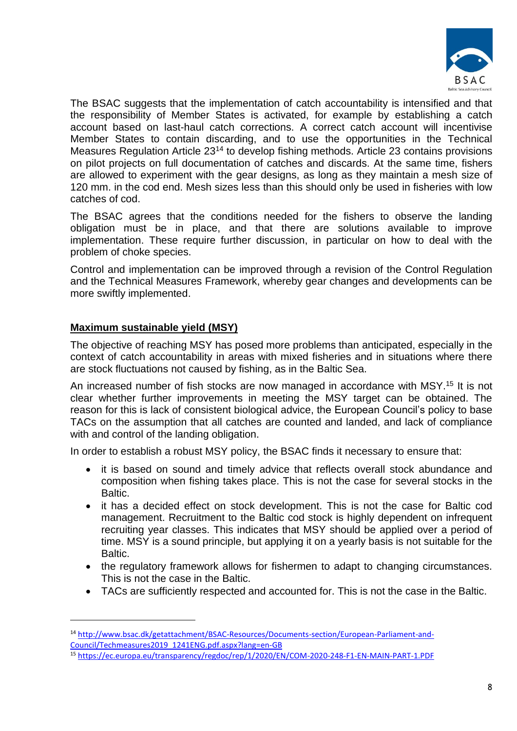The BSAC suggests that the implementation of catch accountability is intensified and that the responsibility of Member States is activated, for example by establishing a catch account based on last-haul catch corrections. A correct catch account will incentivise Member States to contain discarding, and to use the opportunities in the Technical Measures Regulation Article 23[14] to develop fishing methods. Article 23 contains provisions on pilot projects on full documentation of catches and discards. At the same time, fishers are allowed to experiment with the gear designs, as long as they maintain a mesh size of 120 mm. in the cod end. Mesh sizes less than this should only be used in fisheries with low catches of cod.

The BSAC agrees that the conditions needed for the fishers to observe the landing obligation must be in place, and that there are solutions available to improve implementation. These require further discussion, in particular on how to deal with the problem of choke species.

Control and implementation can be improved through a revision of the Control Regulation and the Technical Measures Framework, whereby gear changes and developments can be more swiftly implemented.

## Maximum sustainable yield (MSY)

The objective of reaching MSY has posed more problems than anticipated, especially in the context of catch accountability in areas with mixed fisheries and in situations where there are stock fluctuations not caused by fishing, as in the Baltic Sea.

An increased number of fish stocks are now managed in accordance with MSY.[15] It is not clear whether further improvements in meeting the MSY target can be obtained. The reason for this is lack of consistent biological advice, the European Council's policy to base TACs on the assumption that all catches are counted and landed, and lack of compliance with and control of the landing obligation.

In order to establish a robust MSY policy, the BSAC finds it necessary to ensure that:

- it is based on sound and timely advice that reflects overall stock abundance and composition when fishing takes place. This is not the case for several stocks in the Baltic.
- it has a decided effect on stock development. This is not the case for Baltic cod management. Recruitment to the Baltic cod stock is highly dependent on infrequent recruiting year classes. This indicates that MSY should be applied over a period of time. MSY is a sound principle, but applying it on a yearly basis is not suitable for the Baltic.
- the regulatory framework allows for fishermen to adapt to changing circumstances. This is not the case in the Baltic.
- TACs are sufficiently respected and accounted for. This is not the case in the Baltic.

---

[14] http://www.bsac.dk/getattachment/BSAC-Resources/Documents-section/European-Parliament-and-Council/Techmeasures2019_1241ENG.pdf.aspx?lang=en-GB

[15] https://ec.europa.eu/transparency/regdoc/rep/1/2020/EN/COM-2020-248-F1-EN-MAIN-PART-1.PDF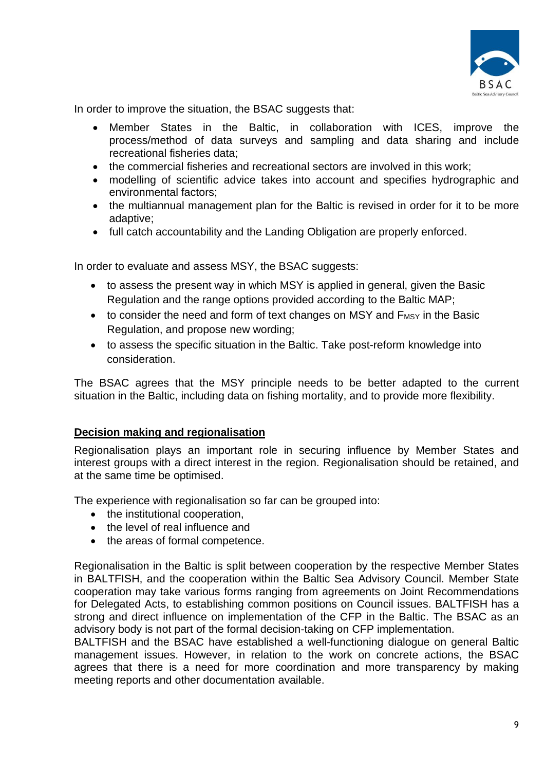In order to improve the situation, the BSAC suggests that:

- Member States in the Baltic, in collaboration with ICES, improve the process/method of data surveys and sampling and data sharing and include recreational fisheries data;
- the commercial fisheries and recreational sectors are involved in this work;
- modelling of scientific advice takes into account and specifies hydrographic and environmental factors;
- the multiannual management plan for the Baltic is revised in order for it to be more adaptive;
- full catch accountability and the Landing Obligation are properly enforced.

In order to evaluate and assess MSY, the BSAC suggests:

- to assess the present way in which MSY is applied in general, given the Basic Regulation and the range options provided according to the Baltic MAP;
- to consider the need and form of text changes on MSY and $F_{MSY}$ in the Basic Regulation, and propose new wording;
- to assess the specific situation in the Baltic. Take post-reform knowledge into consideration.

The BSAC agrees that the MSY principle needs to be better adapted to the current situation in the Baltic, including data on fishing mortality, and to provide more flexibility.

## Decision making and regionalisation

Regionalisation plays an important role in securing influence by Member States and interest groups with a direct interest in the region. Regionalisation should be retained, and at the same time be optimised.

The experience with regionalisation so far can be grouped into:

- the institutional cooperation,
- the level of real influence and
- the areas of formal competence.

Regionalisation in the Baltic is split between cooperation by the respective Member States in BALTFISH, and the cooperation within the Baltic Sea Advisory Council. Member State cooperation may take various forms ranging from agreements on Joint Recommendations for Delegated Acts, to establishing common positions on Council issues. BALTFISH has a strong and direct influence on implementation of the CFP in the Baltic. The BSAC as an advisory body is not part of the formal decision-taking on CFP implementation.
BALTFISH and the BSAC have established a well-functioning dialogue on general Baltic management issues. However, in relation to the work on concrete actions, the BSAC agrees that there is a need for more coordination and more transparency by making meeting reports and other documentation available.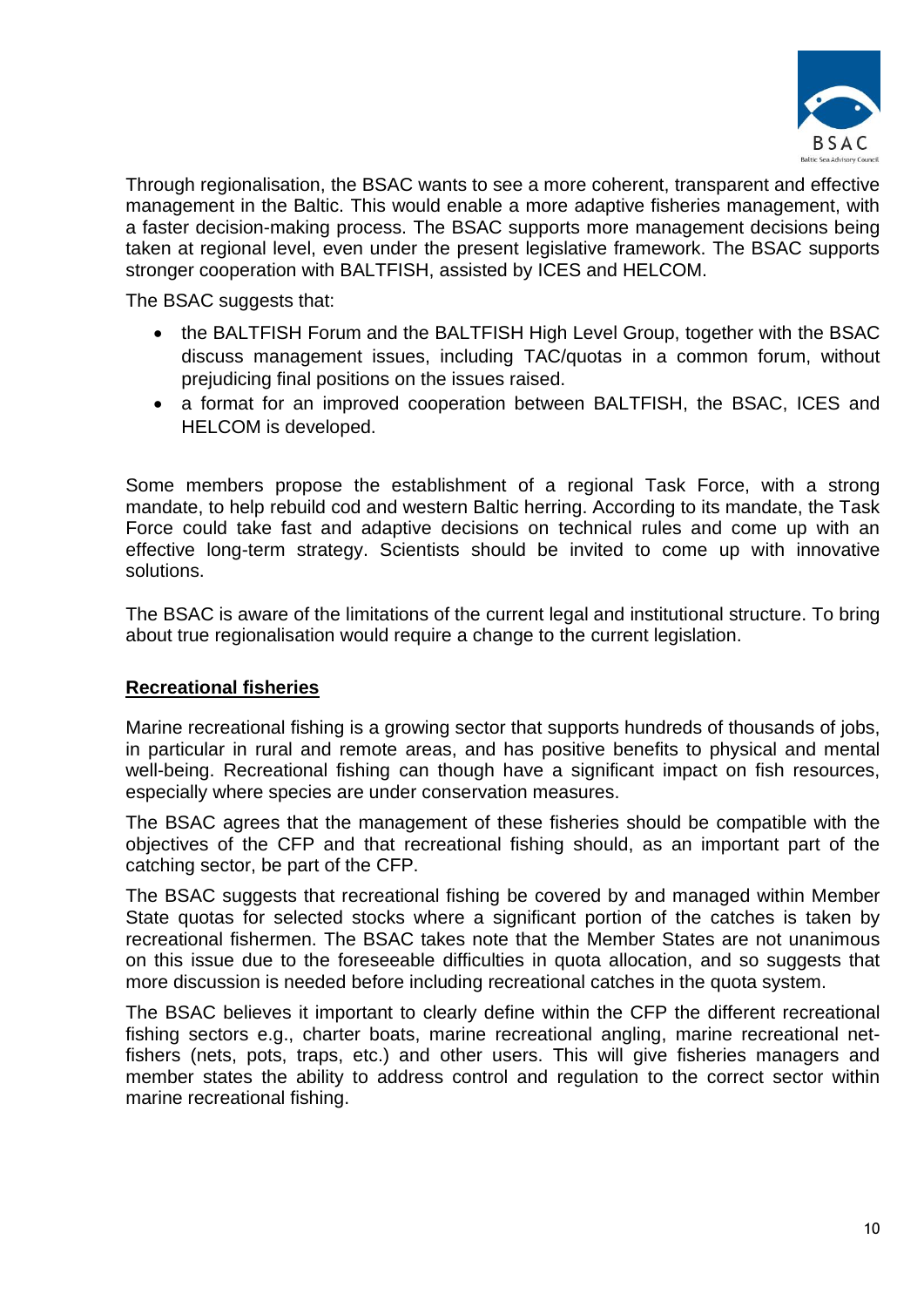Through regionalisation, the BSAC wants to see a more coherent, transparent and effective management in the Baltic. This would enable a more adaptive fisheries management, with a faster decision-making process. The BSAC supports more management decisions being taken at regional level, even under the present legislative framework. The BSAC supports stronger cooperation with BALTFISH, assisted by ICES and HELCOM.

The BSAC suggests that:

- the BALTFISH Forum and the BALTFISH High Level Group, together with the BSAC discuss management issues, including TAC/quotas in a common forum, without prejudicing final positions on the issues raised.
- a format for an improved cooperation between BALTFISH, the BSAC, ICES and HELCOM is developed.

Some members propose the establishment of a regional Task Force, with a strong mandate, to help rebuild cod and western Baltic herring. According to its mandate, the Task Force could take fast and adaptive decisions on technical rules and come up with an effective long-term strategy. Scientists should be invited to come up with innovative solutions.

The BSAC is aware of the limitations of the current legal and institutional structure. To bring about true regionalisation would require a change to the current legislation.

**Recreational fisheries**

Marine recreational fishing is a growing sector that supports hundreds of thousands of jobs, in particular in rural and remote areas, and has positive benefits to physical and mental well-being. Recreational fishing can though have a significant impact on fish resources, especially where species are under conservation measures.

The BSAC agrees that the management of these fisheries should be compatible with the objectives of the CFP and that recreational fishing should, as an important part of the catching sector, be part of the CFP.

The BSAC suggests that recreational fishing be covered by and managed within Member State quotas for selected stocks where a significant portion of the catches is taken by recreational fishermen. The BSAC takes note that the Member States are not unanimous on this issue due to the foreseeable difficulties in quota allocation, and so suggests that more discussion is needed before including recreational catches in the quota system.

The BSAC believes it important to clearly define within the CFP the different recreational fishing sectors e.g., charter boats, marine recreational angling, marine recreational net-fishers (nets, pots, traps, etc.) and other users. This will give fisheries managers and member states the ability to address control and regulation to the correct sector within marine recreational fishing.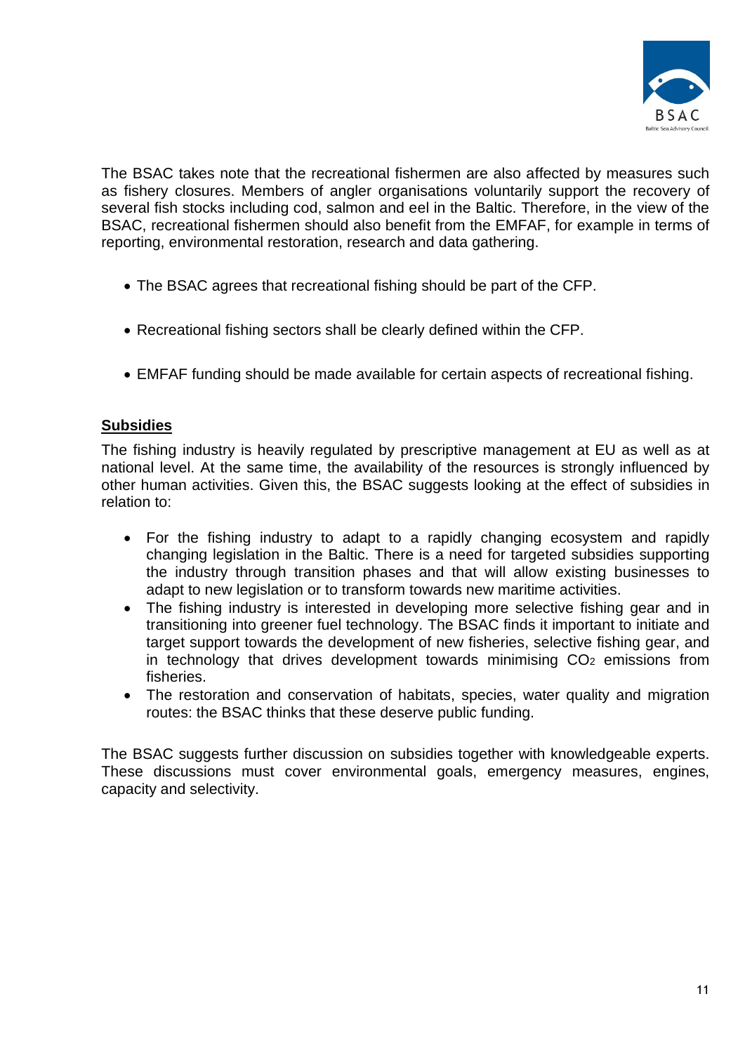The BSAC takes note that the recreational fishermen are also affected by measures such as fishery closures. Members of angler organisations voluntarily support the recovery of several fish stocks including cod, salmon and eel in the Baltic. Therefore, in the view of the BSAC, recreational fishermen should also benefit from the EMFAF, for example in terms of reporting, environmental restoration, research and data gathering.

- The BSAC agrees that recreational fishing should be part of the CFP.
- Recreational fishing sectors shall be clearly defined within the CFP.
- EMFAF funding should be made available for certain aspects of recreational fishing.

**Subsidies**

The fishing industry is heavily regulated by prescriptive management at EU as well as at national level. At the same time, the availability of the resources is strongly influenced by other human activities. Given this, the BSAC suggests looking at the effect of subsidies in relation to:

- For the fishing industry to adapt to a rapidly changing ecosystem and rapidly changing legislation in the Baltic. There is a need for targeted subsidies supporting the industry through transition phases and that will allow existing businesses to adapt to new legislation or to transform towards new maritime activities.
- The fishing industry is interested in developing more selective fishing gear and in transitioning into greener fuel technology. The BSAC finds it important to initiate and target support towards the development of new fisheries, selective fishing gear, and in technology that drives development towards minimising $CO_2$ emissions from fisheries.
- The restoration and conservation of habitats, species, water quality and migration routes: the BSAC thinks that these deserve public funding.

The BSAC suggests further discussion on subsidies together with knowledgeable experts. These discussions must cover environmental goals, emergency measures, engines, capacity and selectivity.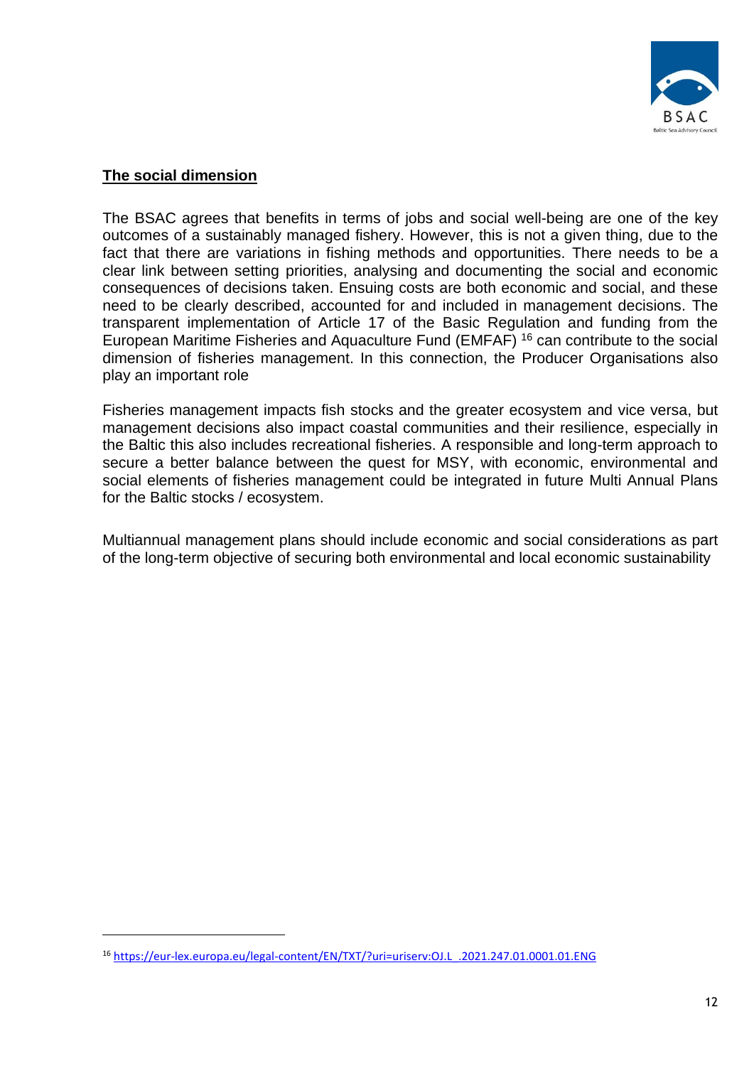**The social dimension**

The BSAC agrees that benefits in terms of jobs and social well-being are one of the key outcomes of a sustainably managed fishery. However, this is not a given thing, due to the fact that there are variations in fishing methods and opportunities. There needs to be a clear link between setting priorities, analysing and documenting the social and economic consequences of decisions taken. Ensuing costs are both economic and social, and these need to be clearly described, accounted for and included in management decisions. The transparent implementation of Article 17 of the Basic Regulation and funding from the European Maritime Fisheries and Aquaculture Fund (EMFAF) [16] can contribute to the social dimension of fisheries management. In this connection, the Producer Organisations also play an important role

Fisheries management impacts fish stocks and the greater ecosystem and vice versa, but management decisions also impact coastal communities and their resilience, especially in the Baltic this also includes recreational fisheries. A responsible and long-term approach to secure a better balance between the quest for MSY, with economic, environmental and social elements of fisheries management could be integrated in future Multi Annual Plans for the Baltic stocks / ecosystem.

Multiannual management plans should include economic and social considerations as part of the long-term objective of securing both environmental and local economic sustainability

---

[16] https://eur-lex.europa.eu/legal-content/EN/TXT/?uri=uriserv:OJ.L_.2021.247.01.0001.01.ENG